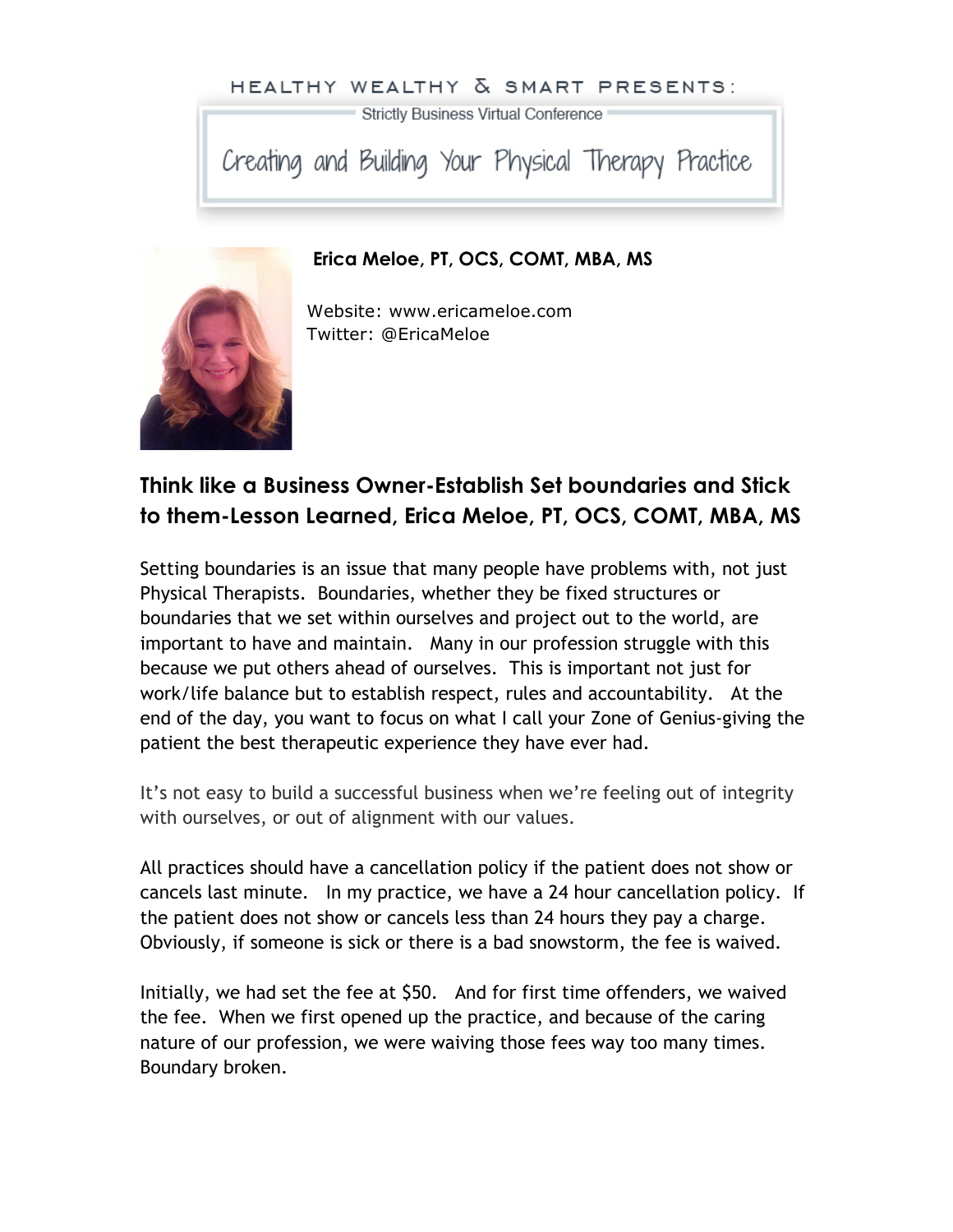HEALTHY WEALTHY & SMART PRESENTS:

Strictly Business Virtual Conference

# Creating and Building Your Physical Therapy Practice

**Erica Meloe, PT, OCS, COMT, MBA, MS**

Website: www.ericameloe.com
Twitter: @EricaMeloe

## Think like a Business Owner-Establish Set boundaries and Stick to them-Lesson Learned, Erica Meloe, PT, OCS, COMT, MBA, MS

Setting boundaries is an issue that many people have problems with, not just Physical Therapists. Boundaries, whether they be fixed structures or boundaries that we set within ourselves and project out to the world, are important to have and maintain. Many in our profession struggle with this because we put others ahead of ourselves. This is important not just for work/life balance but to establish respect, rules and accountability. At the end of the day, you want to focus on what I call your Zone of Genius-giving the patient the best therapeutic experience they have ever had.

It's not easy to build a successful business when we're feeling out of integrity with ourselves, or out of alignment with our values.

All practices should have a cancellation policy if the patient does not show or cancels last minute. In my practice, we have a 24 hour cancellation policy. If the patient does not show or cancels less than 24 hours they pay a charge. Obviously, if someone is sick or there is a bad snowstorm, the fee is waived.

Initially, we had set the fee at $50. And for first time offenders, we waived the fee. When we first opened up the practice, and because of the caring nature of our profession, we were waiving those fees way too many times. Boundary broken.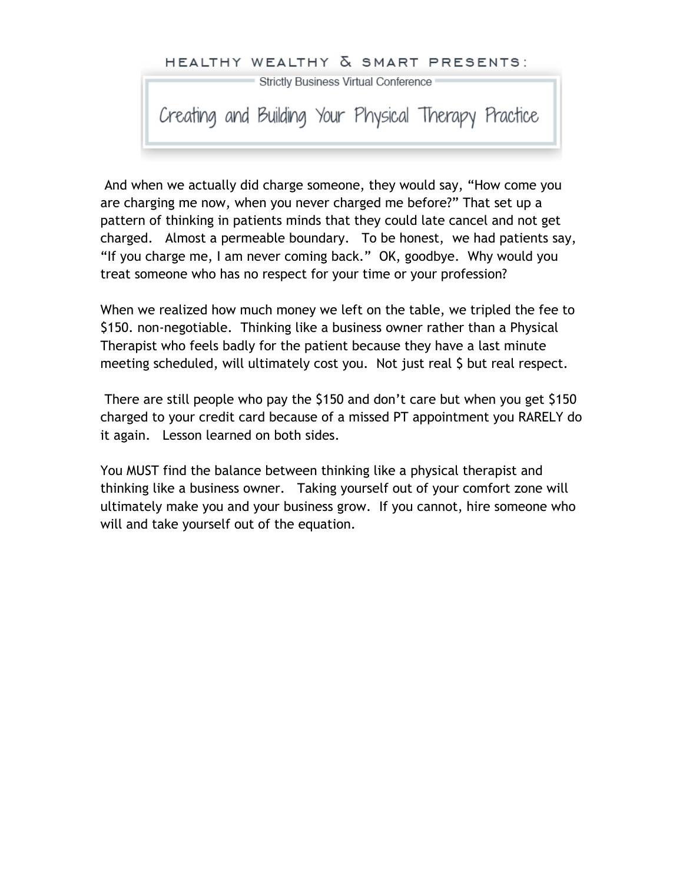And when we actually did charge someone, they would say, “How come you are charging me now, when you never charged me before?” That set up a pattern of thinking in patients minds that they could late cancel and not get charged. Almost a permeable boundary. To be honest, we had patients say, “If you charge me, I am never coming back.” OK, goodbye. Why would you treat someone who has no respect for your time or your profession?

When we realized how much money we left on the table, we tripled the fee to $150. non-negotiable. Thinking like a business owner rather than a Physical Therapist who feels badly for the patient because they have a last minute meeting scheduled, will ultimately cost you. Not just real $ but real respect.

There are still people who pay the $150 and don’t care but when you get $150 charged to your credit card because of a missed PT appointment you RARELY do it again. Lesson learned on both sides.

You MUST find the balance between thinking like a physical therapist and thinking like a business owner. Taking yourself out of your comfort zone will ultimately make you and your business grow. If you cannot, hire someone who will and take yourself out of the equation.